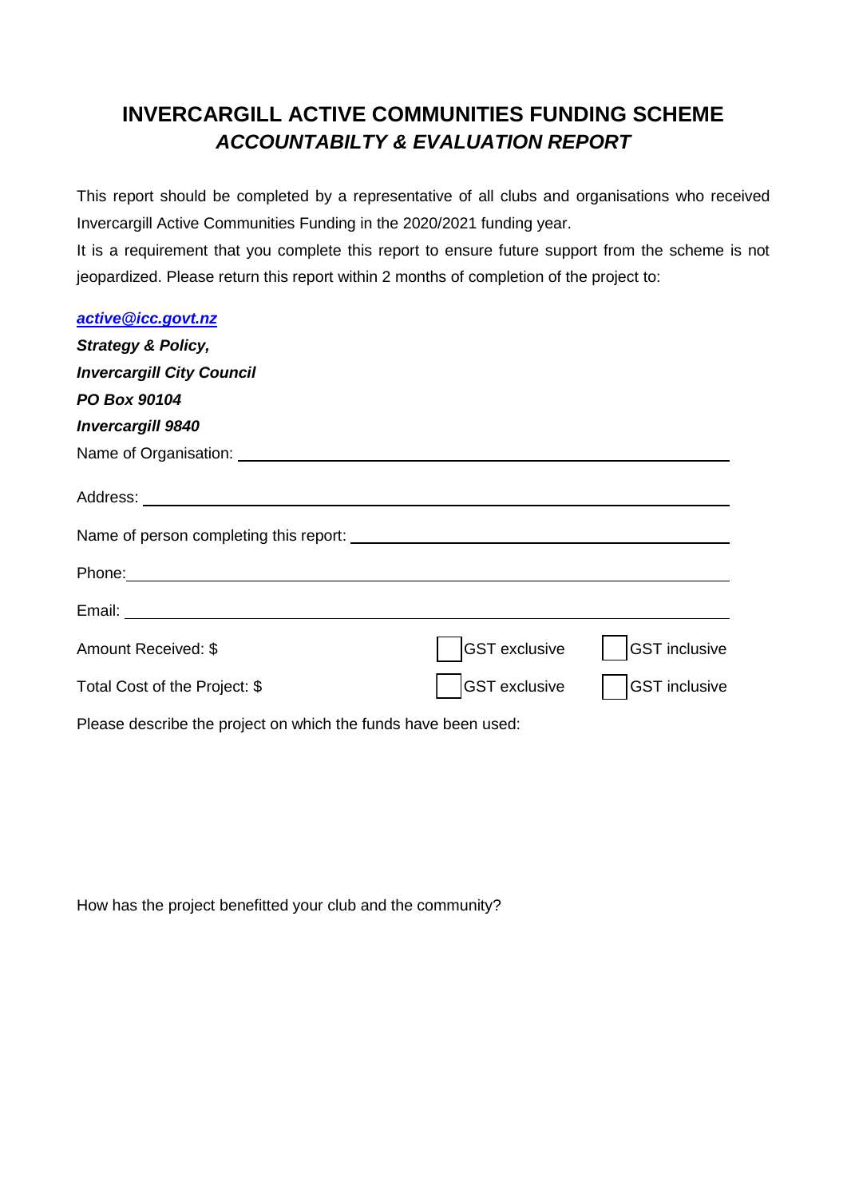# INVERCARGILL ACTIVE COMMUNITIES FUNDING SCHEME
## *ACCOUNTABILTY & EVALUATION REPORT*

This report should be completed by a representative of all clubs and organisations who received Invercargill Active Communities Funding in the 2020/2021 funding year.

It is a requirement that you complete this report to ensure future support from the scheme is not jeopardized. Please return this report within 2 months of completion of the project to:

***active@icc.govt.nz***

***Strategy & Policy,***

***Invercargill City Council***

***PO Box 90104***

***Invercargill 9840***

Name of Organisation: ______________________________________________

Address: ______________________________________________

Name of person completing this report: ______________________________________________

Phone: ______________________________________________

Email: ______________________________________________

Amount Received: $ ☐ GST exclusive ☐ GST inclusive

Total Cost of the Project: $ ☐ GST exclusive ☐ GST inclusive

Please describe the project on which the funds have been used:

How has the project benefitted your club and the community?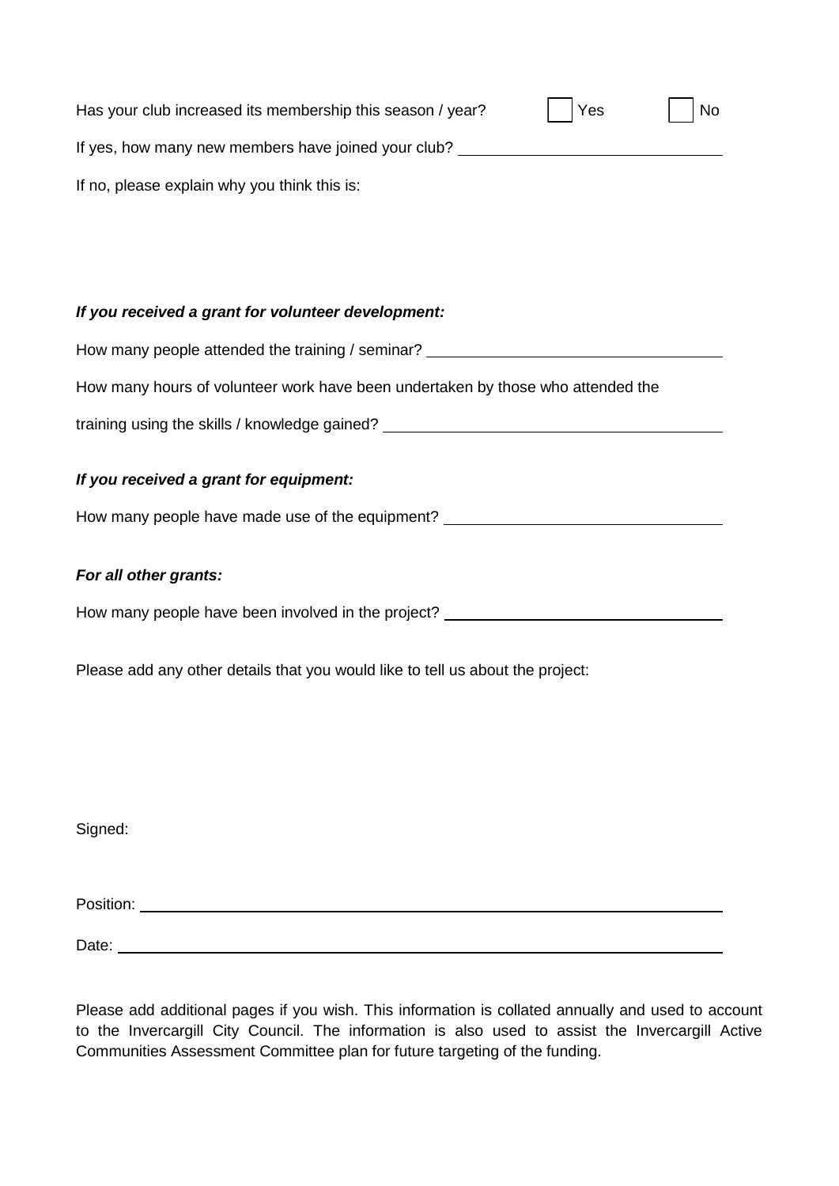Has your club increased its membership this season / year? ☐ Yes ☐ No

If yes, how many new members have joined your club? \_\_\_\_\_\_\_\_\_\_\_\_\_\_\_\_\_\_\_\_\_\_\_\_\_\_\_\_\_\_

If no, please explain why you think this is:

***If you received a grant for volunteer development:***

How many people attended the training / seminar? \_\_\_\_\_\_\_\_\_\_\_\_\_\_\_\_\_\_\_\_\_\_\_\_\_\_\_\_\_\_

How many hours of volunteer work have been undertaken by those who attended the training using the skills / knowledge gained? \_\_\_\_\_\_\_\_\_\_\_\_\_\_\_\_\_\_\_\_\_\_\_\_\_\_\_\_\_\_

***If you received a grant for equipment:***

How many people have made use of the equipment? \_\_\_\_\_\_\_\_\_\_\_\_\_\_\_\_\_\_\_\_\_\_\_\_\_\_\_\_\_\_

***For all other grants:***

How many people have been involved in the project? \_\_\_\_\_\_\_\_\_\_\_\_\_\_\_\_\_\_\_\_\_\_\_\_\_\_\_\_\_\_

Please add any other details that you would like to tell us about the project:

Signed:

Position: \_\_\_\_\_\_\_\_\_\_\_\_\_\_\_\_\_\_\_\_\_\_\_\_\_\_\_\_\_\_\_\_\_\_\_\_\_\_\_\_\_\_\_\_\_\_\_\_\_\_\_\_\_\_\_\_

Date: \_\_\_\_\_\_\_\_\_\_\_\_\_\_\_\_\_\_\_\_\_\_\_\_\_\_\_\_\_\_\_\_\_\_\_\_\_\_\_\_\_\_\_\_\_\_\_\_\_\_\_\_\_\_\_\_

Please add additional pages if you wish. This information is collated annually and used to account to the Invercargill City Council. The information is also used to assist the Invercargill Active Communities Assessment Committee plan for future targeting of the funding.